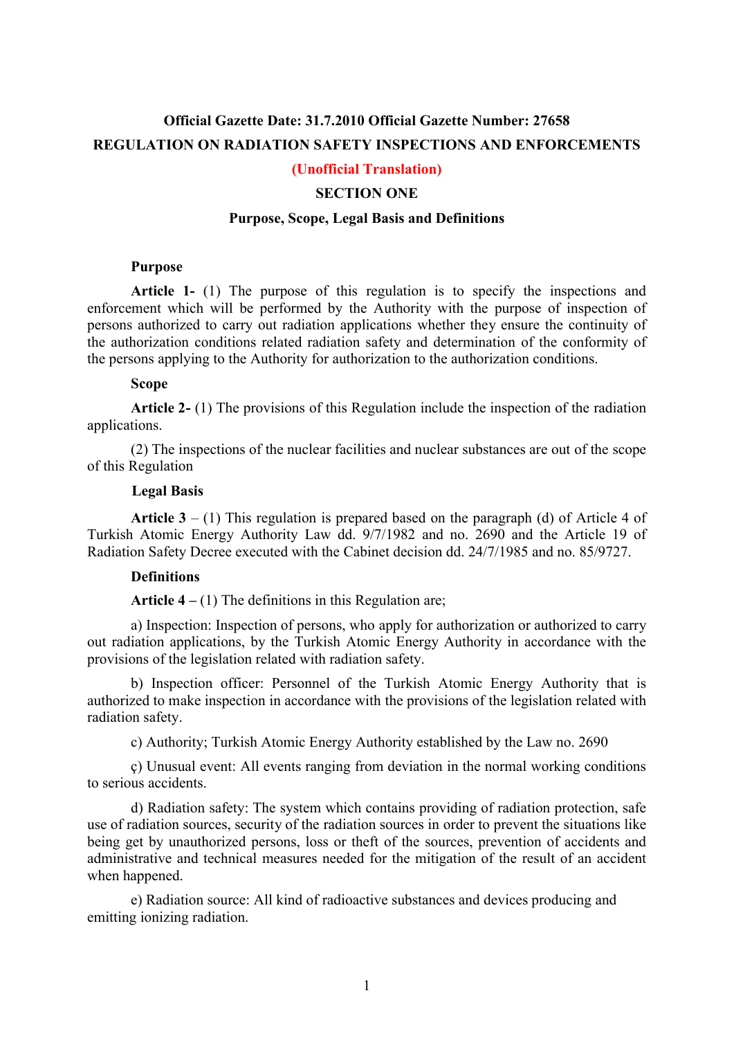**Official Gazette Date: 31.7.2010 Official Gazette Number: 27658**

# REGULATION ON RADIATION SAFETY INSPECTIONS AND ENFORCEMENTS

**(Unofficial Translation)**

## SECTION ONE

## Purpose, Scope, Legal Basis and Definitions

### Purpose

**Article 1-** (1) The purpose of this regulation is to specify the inspections and enforcement which will be performed by the Authority with the purpose of inspection of persons authorized to carry out radiation applications whether they ensure the continuity of the authorization conditions related radiation safety and determination of the conformity of the persons applying to the Authority for authorization to the authorization conditions.

### Scope

**Article 2-** (1) The provisions of this Regulation include the inspection of the radiation applications.

(2) The inspections of the nuclear facilities and nuclear substances are out of the scope of this Regulation

### Legal Basis

**Article 3** – (1) This regulation is prepared based on the paragraph (d) of Article 4 of Turkish Atomic Energy Authority Law dd. 9/7/1982 and no. 2690 and the Article 19 of Radiation Safety Decree executed with the Cabinet decision dd. 24/7/1985 and no. 85/9727.

### Definitions

**Article 4 –** (1) The definitions in this Regulation are;

a) Inspection: Inspection of persons, who apply for authorization or authorized to carry out radiation applications, by the Turkish Atomic Energy Authority in accordance with the provisions of the legislation related with radiation safety.

b) Inspection officer: Personnel of the Turkish Atomic Energy Authority that is authorized to make inspection in accordance with the provisions of the legislation related with radiation safety.

c) Authority; Turkish Atomic Energy Authority established by the Law no. 2690

ç) Unusual event: All events ranging from deviation in the normal working conditions to serious accidents.

d) Radiation safety: The system which contains providing of radiation protection, safe use of radiation sources, security of the radiation sources in order to prevent the situations like being get by unauthorized persons, loss or theft of the sources, prevention of accidents and administrative and technical measures needed for the mitigation of the result of an accident when happened.

e) Radiation source: All kind of radioactive substances and devices producing and emitting ionizing radiation.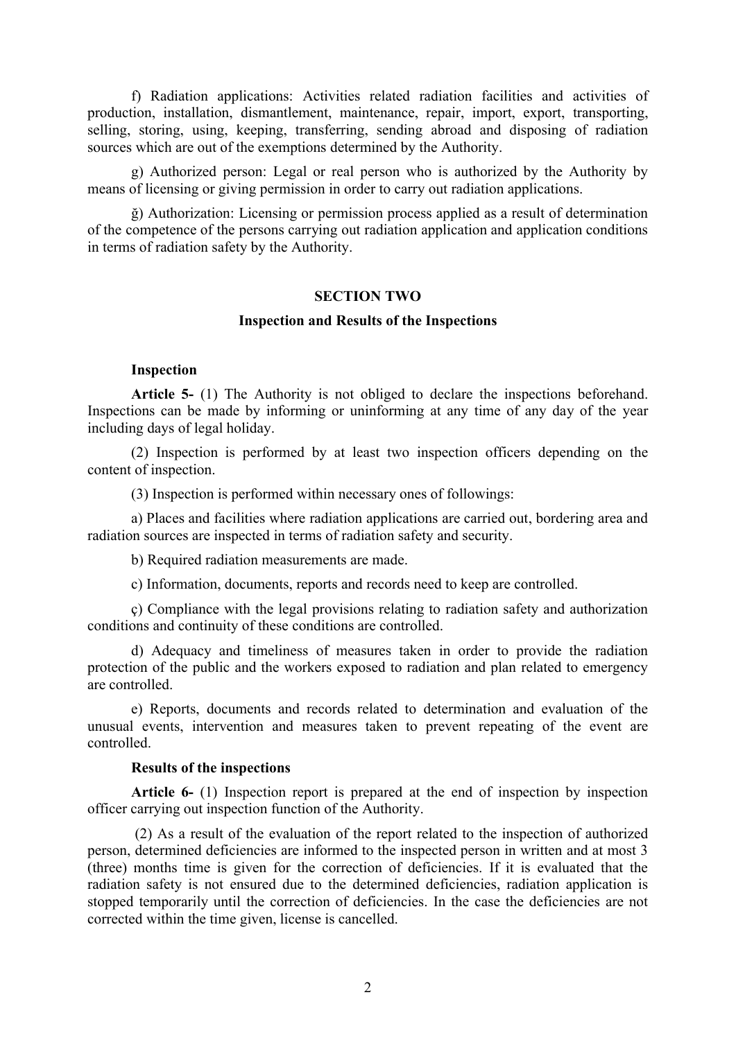f) Radiation applications: Activities related radiation facilities and activities of production, installation, dismantlement, maintenance, repair, import, export, transporting, selling, storing, using, keeping, transferring, sending abroad and disposing of radiation sources which are out of the exemptions determined by the Authority.

g) Authorized person: Legal or real person who is authorized by the Authority by means of licensing or giving permission in order to carry out radiation applications.

ğ) Authorization: Licensing or permission process applied as a result of determination of the competence of the persons carrying out radiation application and application conditions in terms of radiation safety by the Authority.

## SECTION TWO

## Inspection and Results of the Inspections

**Inspection**

**Article 5-** (1) The Authority is not obliged to declare the inspections beforehand. Inspections can be made by informing or uninforming at any time of any day of the year including days of legal holiday.

(2) Inspection is performed by at least two inspection officers depending on the content of inspection.

(3) Inspection is performed within necessary ones of followings:

a) Places and facilities where radiation applications are carried out, bordering area and radiation sources are inspected in terms of radiation safety and security.

b) Required radiation measurements are made.

c) Information, documents, reports and records need to keep are controlled.

ç) Compliance with the legal provisions relating to radiation safety and authorization conditions and continuity of these conditions are controlled.

d) Adequacy and timeliness of measures taken in order to provide the radiation protection of the public and the workers exposed to radiation and plan related to emergency are controlled.

e) Reports, documents and records related to determination and evaluation of the unusual events, intervention and measures taken to prevent repeating of the event are controlled.

**Results of the inspections**

**Article 6-** (1) Inspection report is prepared at the end of inspection by inspection officer carrying out inspection function of the Authority.

(2) As a result of the evaluation of the report related to the inspection of authorized person, determined deficiencies are informed to the inspected person in written and at most 3 (three) months time is given for the correction of deficiencies. If it is evaluated that the radiation safety is not ensured due to the determined deficiencies, radiation application is stopped temporarily until the correction of deficiencies. In the case the deficiencies are not corrected within the time given, license is cancelled.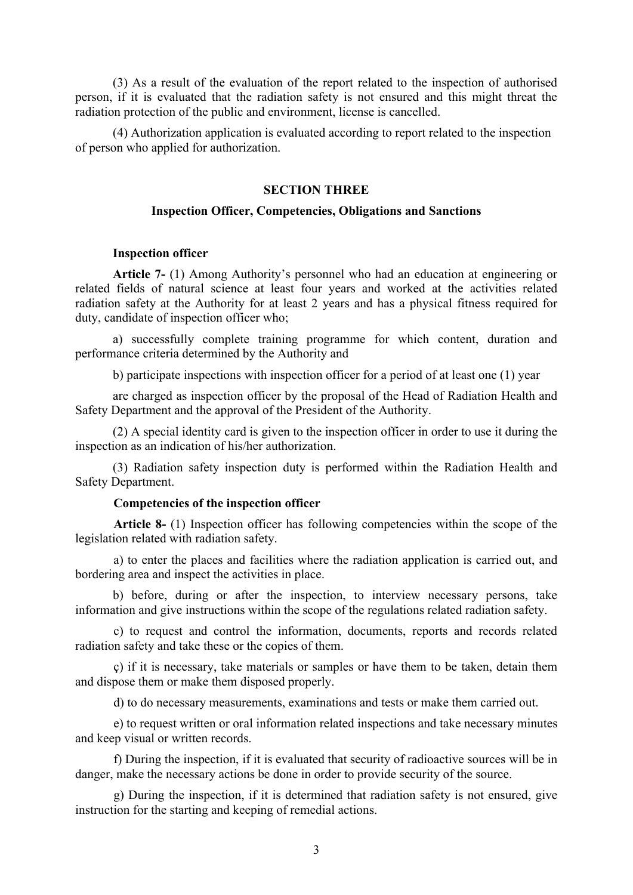(3) As a result of the evaluation of the report related to the inspection of authorised person, if it is evaluated that the radiation safety is not ensured and this might threat the radiation protection of the public and environment, license is cancelled.

(4) Authorization application is evaluated according to report related to the inspection of person who applied for authorization.

## SECTION THREE

### Inspection Officer, Competencies, Obligations and Sanctions

**Inspection officer**

**Article 7-** (1) Among Authority's personnel who had an education at engineering or related fields of natural science at least four years and worked at the activities related radiation safety at the Authority for at least 2 years and has a physical fitness required for duty, candidate of inspection officer who;

a) successfully complete training programme for which content, duration and performance criteria determined by the Authority and

b) participate inspections with inspection officer for a period of at least one (1) year

are charged as inspection officer by the proposal of the Head of Radiation Health and Safety Department and the approval of the President of the Authority.

(2) A special identity card is given to the inspection officer in order to use it during the inspection as an indication of his/her authorization.

(3) Radiation safety inspection duty is performed within the Radiation Health and Safety Department.

**Competencies of the inspection officer**

**Article 8-** (1) Inspection officer has following competencies within the scope of the legislation related with radiation safety.

a) to enter the places and facilities where the radiation application is carried out, and bordering area and inspect the activities in place.

b) before, during or after the inspection, to interview necessary persons, take information and give instructions within the scope of the regulations related radiation safety.

c) to request and control the information, documents, reports and records related radiation safety and take these or the copies of them.

ç) if it is necessary, take materials or samples or have them to be taken, detain them and dispose them or make them disposed properly.

d) to do necessary measurements, examinations and tests or make them carried out.

e) to request written or oral information related inspections and take necessary minutes and keep visual or written records.

f) During the inspection, if it is evaluated that security of radioactive sources will be in danger, make the necessary actions be done in order to provide security of the source.

g) During the inspection, if it is determined that radiation safety is not ensured, give instruction for the starting and keeping of remedial actions.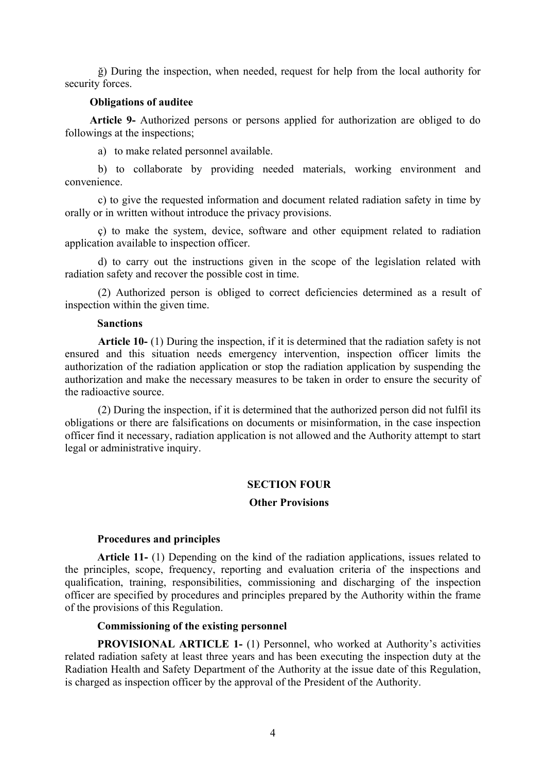ğ) During the inspection, when needed, request for help from the local authority for security forces.

**Obligations of auditee**

**Article 9-** Authorized persons or persons applied for authorization are obliged to do followings at the inspections;

a) to make related personnel available.

b) to collaborate by providing needed materials, working environment and convenience.

c) to give the requested information and document related radiation safety in time by orally or in written without introduce the privacy provisions.

ç) to make the system, device, software and other equipment related to radiation application available to inspection officer.

d) to carry out the instructions given in the scope of the legislation related with radiation safety and recover the possible cost in time.

(2) Authorized person is obliged to correct deficiencies determined as a result of inspection within the given time.

**Sanctions**

**Article 10-** (1) During the inspection, if it is determined that the radiation safety is not ensured and this situation needs emergency intervention, inspection officer limits the authorization of the radiation application or stop the radiation application by suspending the authorization and make the necessary measures to be taken in order to ensure the security of the radioactive source.

(2) During the inspection, if it is determined that the authorized person did not fulfil its obligations or there are falsifications on documents or misinformation, in the case inspection officer find it necessary, radiation application is not allowed and the Authority attempt to start legal or administrative inquiry.

## SECTION FOUR

## Other Provisions

**Procedures and principles**

**Article 11-** (1) Depending on the kind of the radiation applications, issues related to the principles, scope, frequency, reporting and evaluation criteria of the inspections and qualification, training, responsibilities, commissioning and discharging of the inspection officer are specified by procedures and principles prepared by the Authority within the frame of the provisions of this Regulation.

**Commissioning of the existing personnel**

**PROVISIONAL ARTICLE 1-** (1) Personnel, who worked at Authority's activities related radiation safety at least three years and has been executing the inspection duty at the Radiation Health and Safety Department of the Authority at the issue date of this Regulation, is charged as inspection officer by the approval of the President of the Authority.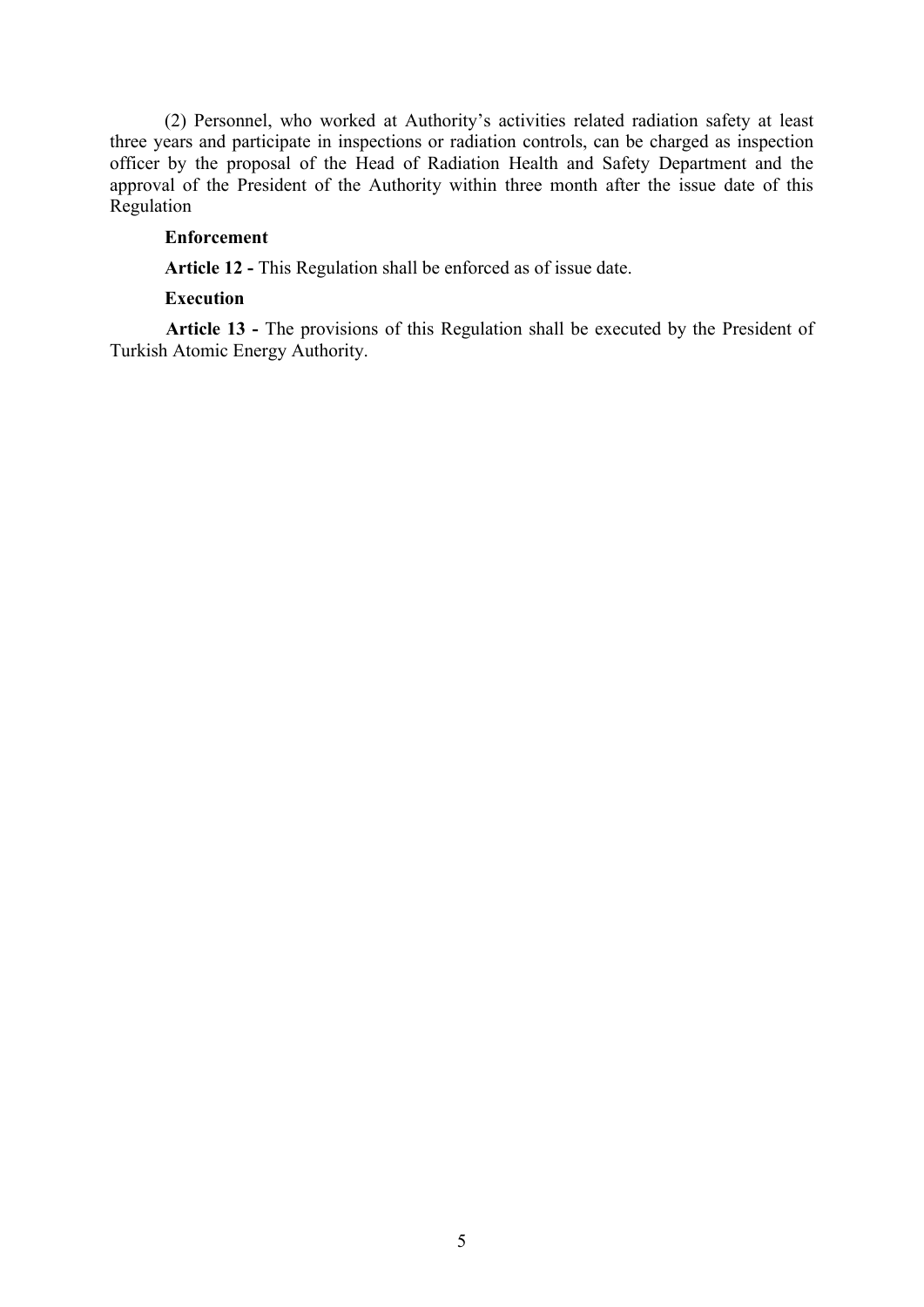(2) Personnel, who worked at Authority's activities related radiation safety at least three years and participate in inspections or radiation controls, can be charged as inspection officer by the proposal of the Head of Radiation Health and Safety Department and the approval of the President of the Authority within three month after the issue date of this Regulation

**Enforcement**

**Article 12 -** This Regulation shall be enforced as of issue date.

**Execution**

**Article 13 -** The provisions of this Regulation shall be executed by the President of Turkish Atomic Energy Authority.